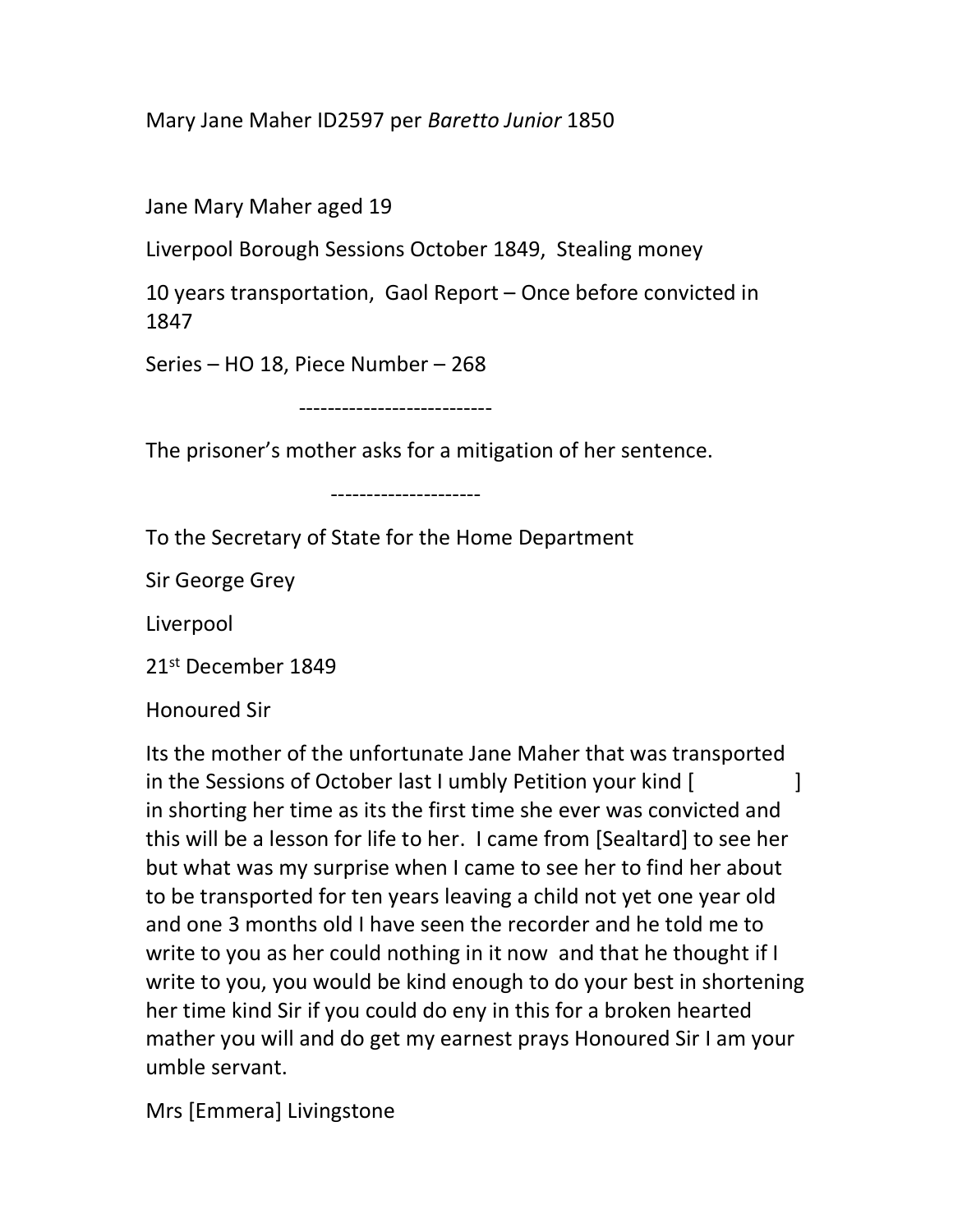Mary Jane Maher ID2597 per *Baretto Junior* 1850

Jane Mary Maher aged 19

Liverpool Borough Sessions October 1849, Stealing money

10 years transportation, Gaol Report – Once before convicted in 1847

Series – HO 18, Piece Number – 268

---------------------------

The prisoner's mother asks for a mitigation of her sentence.

---------------------

To the Secretary of State for the Home Department

Sir George Grey

Liverpool

21st December 1849

Honoured Sir

Its the mother of the unfortunate Jane Maher that was transported in the Sessions of October last I umbly Petition your kind [ ] in shorting her time as its the first time she ever was convicted and this will be a lesson for life to her. I came from [Sealtard] to see her but what was my surprise when I came to see her to find her about to be transported for ten years leaving a child not yet one year old and one 3 months old I have seen the recorder and he told me to write to you as her could nothing in it now and that he thought if I write to you, you would be kind enough to do your best in shortening her time kind Sir if you could do eny in this for a broken hearted mather you will and do get my earnest prays Honoured Sir I am your umble servant.

Mrs [Emmera] Livingstone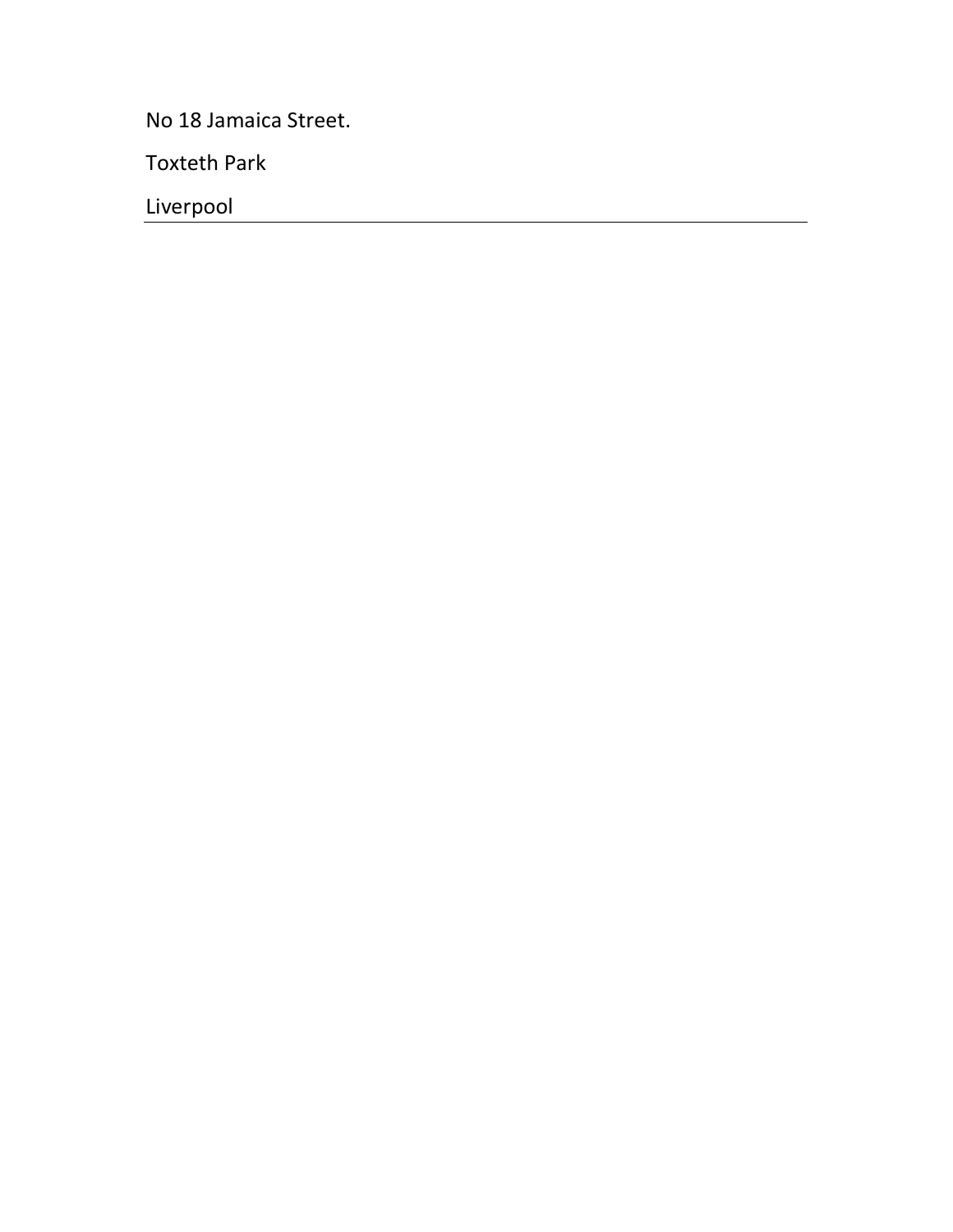No 18 Jamaica Street.

Toxteth Park

Liverpool